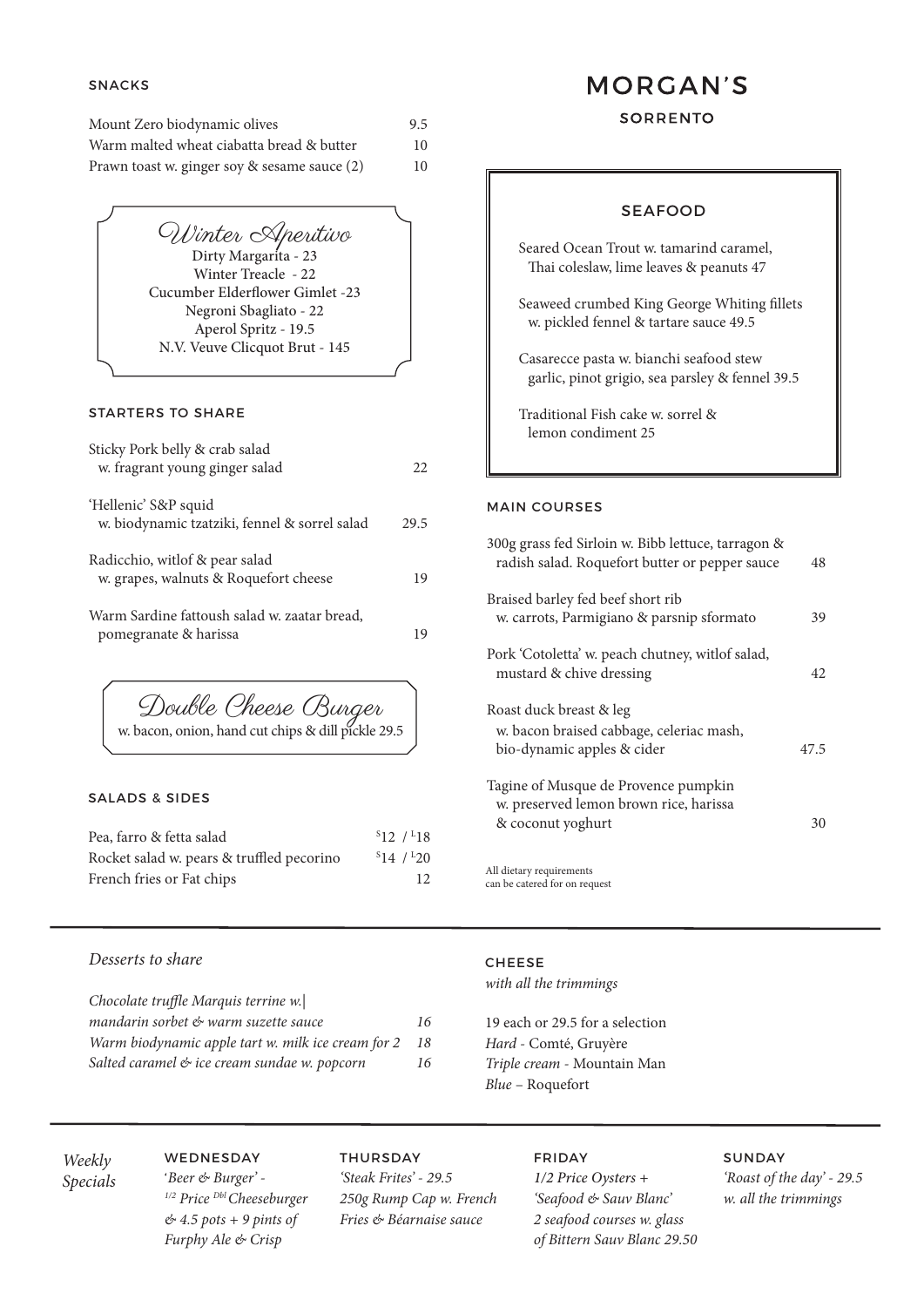# MORGAN'S

## SORRENTO

## SNACKS

| Item | Price |
|---|---|
| Mount Zero biodynamic olives | 9.5 |
| Warm malted wheat ciabatta bread & butter | 10 |
| Prawn toast w. ginger soy & sesame sauce (2) | 10 |

### *Winter Aperitivo*

Dirty Margarita - 23
Winter Treacle - 22
Cucumber Elderflower Gimlet -23
Negroni Sbagliato - 22
Aperol Spritz - 19.5
N.V. Veuve Clicquot Brut - 145

## STARTERS TO SHARE

| Item | Price |
|---|---|
| Sticky Pork belly & crab salad w. fragrant young ginger salad | 22 |
| 'Hellenic' S&P squid w. biodynamic tzatziki, fennel & sorrel salad | 29.5 |
| Radicchio, witlof & pear salad w. grapes, walnuts & Roquefort cheese | 19 |
| Warm Sardine fattoush salad w. zaatar bread, pomegranate & harissa | 19 |

### *Double Cheese Burger*

w. bacon, onion, hand cut chips & dill pickle 29.5

## SALADS & SIDES

| Item | Price |
|---|---|
| Pea, farro & fetta salad | S12 / L18 |
| Rocket salad w. pears & truffled pecorino | S14 / L20 |
| French fries or Fat chips | 12 |

## SEAFOOD

Seared Ocean Trout w. tamarind caramel, Thai coleslaw, lime leaves & peanuts 47

Seaweed crumbed King George Whiting fillets w. pickled fennel & tartare sauce 49.5

Casarecce pasta w. bianchi seafood stew garlic, pinot grigio, sea parsley & fennel 39.5

Traditional Fish cake w. sorrel & lemon condiment 25

## MAIN COURSES

| Item | Price |
|---|---|
| 300g grass fed Sirloin w. Bibb lettuce, tarragon & radish salad. Roquefort butter or pepper sauce | 48 |
| Braised barley fed beef short rib w. carrots, Parmigiano & parsnip sformato | 39 |
| Pork 'Cotoletta' w. peach chutney, witlof salad, mustard & chive dressing | 42 |
| Roast duck breast & leg w. bacon braised cabbage, celeriac mash, bio-dynamic apples & cider | 47.5 |
| Tagine of Musque de Provence pumpkin w. preserved lemon brown rice, harissa & coconut yoghurt | 30 |

All dietary requirements can be catered for on request

## *Desserts to share*

| Item | Price |
|---|---|
| *Chocolate truffle Marquis terrine w. mandarin sorbet & warm suzette sauce* | *16* |
| *Warm biodynamic apple tart w. milk ice cream for 2* | *18* |
| *Salted caramel & ice cream sundae w. popcorn* | *16* |

## CHEESE

*with all the trimmings*

19 each or 29.5 for a selection
*Hard* - Comté, Gruyère
*Triple cream* - Mountain Man
*Blue* – Roquefort

## *Weekly Specials*

**WEDNESDAY**
*'Beer & Burger' - 1/2 Price Dbl Cheeseburger & 4.5 pots + 9 pints of Furphy Ale & Crisp*

**THURSDAY**
*'Steak Frites' - 29.5 250g Rump Cap w. French Fries & Béarnaise sauce*

**FRIDAY**
*1/2 Price Oysters + 'Seafood & Sauv Blanc' 2 seafood courses w. glass of Bittern Sauv Blanc 29.50*

**SUNDAY**
*'Roast of the day' - 29.5 w. all the trimmings*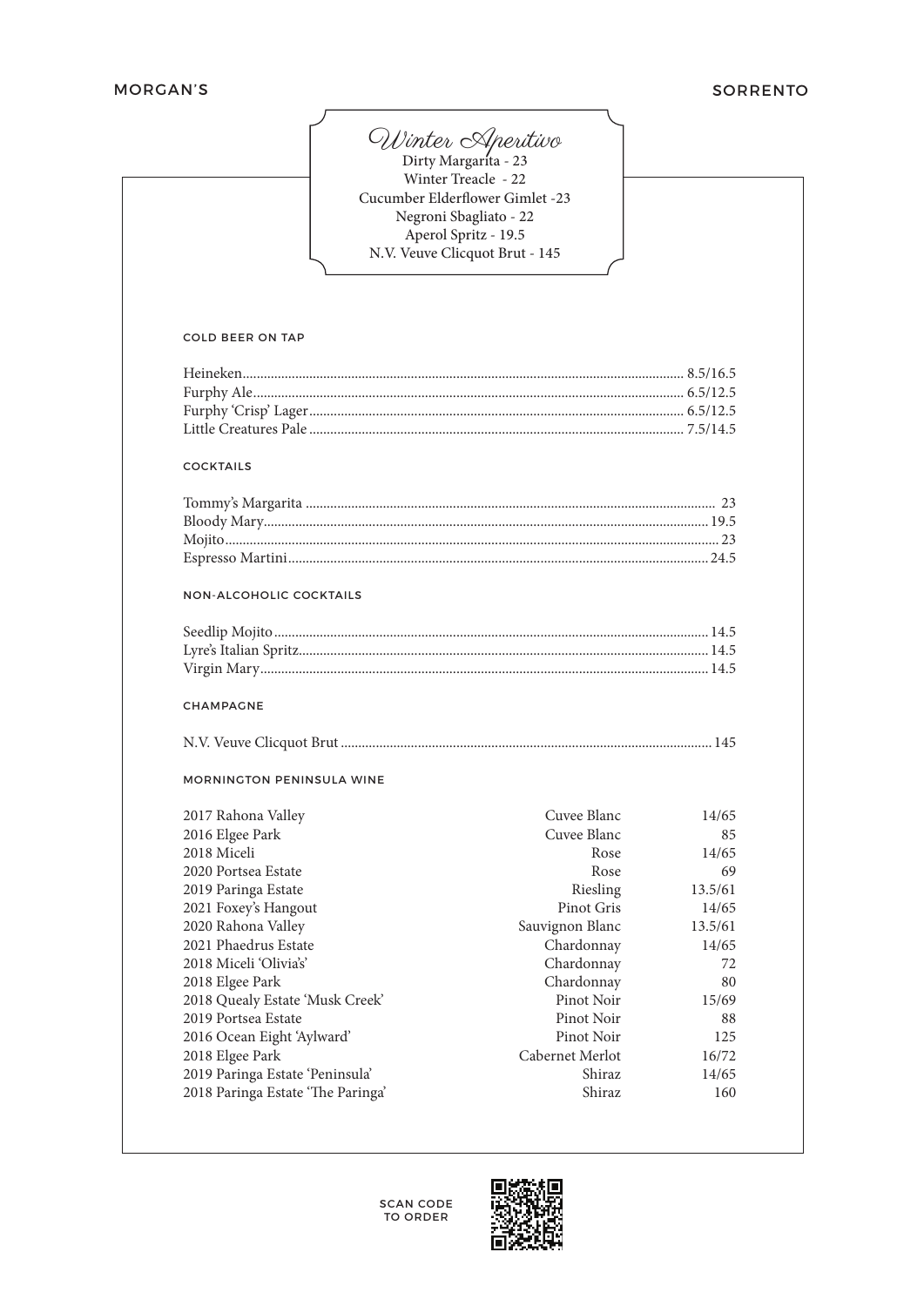MORGAN'S SORRENTO

## *Winter Aperitivo*

Dirty Margarita - 23
Winter Treacle - 22
Cucumber Elderflower Gimlet -23
Negroni Sbagliato - 22
Aperol Spritz - 19.5
N.V. Veuve Clicquot Brut - 145

### COLD BEER ON TAP

| | |
|---|---|
| Heineken | 8.5/16.5 |
| Furphy Ale | 6.5/12.5 |
| Furphy 'Crisp' Lager | 6.5/12.5 |
| Little Creatures Pale | 7.5/14.5 |

### COCKTAILS

| | |
|---|---|
| Tommy's Margarita | 23 |
| Bloody Mary | 19.5 |
| Mojito | 23 |
| Espresso Martini | 24.5 |

### NON-ALCOHOLIC COCKTAILS

| | |
|---|---|
| Seedlip Mojito | 14.5 |
| Lyre's Italian Spritz | 14.5 |
| Virgin Mary | 14.5 |

### CHAMPAGNE

| | |
|---|---|
| N.V. Veuve Clicquot Brut | 145 |

### MORNINGTON PENINSULA WINE

| | | |
|---|---|---|
| 2017 Rahona Valley | Cuvee Blanc | 14/65 |
| 2016 Elgee Park | Cuvee Blanc | 85 |
| 2018 Miceli | Rose | 14/65 |
| 2020 Portsea Estate | Rose | 69 |
| 2019 Paringa Estate | Riesling | 13.5/61 |
| 2021 Foxey's Hangout | Pinot Gris | 14/65 |
| 2020 Rahona Valley | Sauvignon Blanc | 13.5/61 |
| 2021 Phaedrus Estate | Chardonnay | 14/65 |
| 2018 Miceli 'Olivia's' | Chardonnay | 72 |
| 2018 Elgee Park | Chardonnay | 80 |
| 2018 Quealy Estate 'Musk Creek' | Pinot Noir | 15/69 |
| 2019 Portsea Estate | Pinot Noir | 88 |
| 2016 Ocean Eight 'Aylward' | Pinot Noir | 125 |
| 2018 Elgee Park | Cabernet Merlot | 16/72 |
| 2019 Paringa Estate 'Peninsula' | Shiraz | 14/65 |
| 2018 Paringa Estate 'The Paringa' | Shiraz | 160 |

SCAN CODE TO ORDER